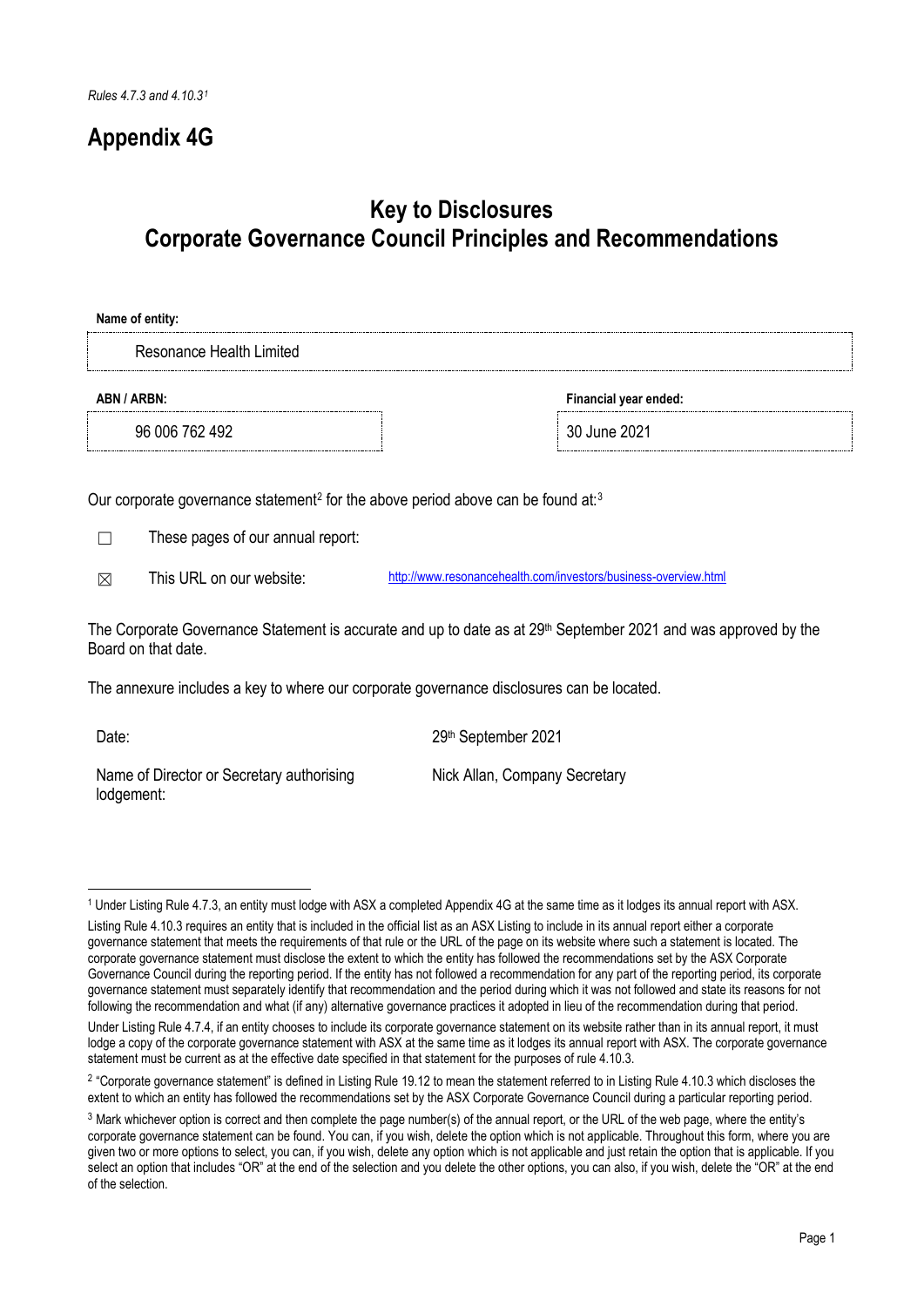*Rules 4.7.3 and 4.10.3*[1]

# Appendix 4G

## Key to Disclosures
## Corporate Governance Council Principles and Recommendations

**Name of entity:**

Resonance Health Limited

| **ABN / ARBN:** | **Financial year ended:** |
|---|---|
| 96 006 762 492 | 30 June 2021 |

Our corporate governance statement[2] for the above period above can be found at:[3]

☐ These pages of our annual report:

☒ This URL on our website: http://www.resonancehealth.com/investors/business-overview.html

The Corporate Governance Statement is accurate and up to date as at 29th September 2021 and was approved by the Board on that date.

The annexure includes a key to where our corporate governance disclosures can be located.

| | |
|---|---|
| Date: | 29th September 2021 |
| Name of Director or Secretary authorising lodgement: | Nick Allan, Company Secretary |

---

[1] Under Listing Rule 4.7.3, an entity must lodge with ASX a completed Appendix 4G at the same time as it lodges its annual report with ASX.

Listing Rule 4.10.3 requires an entity that is included in the official list as an ASX Listing to include in its annual report either a corporate governance statement that meets the requirements of that rule or the URL of the page on its website where such a statement is located. The corporate governance statement must disclose the extent to which the entity has followed the recommendations set by the ASX Corporate Governance Council during the reporting period. If the entity has not followed a recommendation for any part of the reporting period, its corporate governance statement must separately identify that recommendation and the period during which it was not followed and state its reasons for not following the recommendation and what (if any) alternative governance practices it adopted in lieu of the recommendation during that period.

Under Listing Rule 4.7.4, if an entity chooses to include its corporate governance statement on its website rather than in its annual report, it must lodge a copy of the corporate governance statement with ASX at the same time as it lodges its annual report with ASX. The corporate governance statement must be current as at the effective date specified in that statement for the purposes of rule 4.10.3.

[2] "Corporate governance statement" is defined in Listing Rule 19.12 to mean the statement referred to in Listing Rule 4.10.3 which discloses the extent to which an entity has followed the recommendations set by the ASX Corporate Governance Council during a particular reporting period.

[3] Mark whichever option is correct and then complete the page number(s) of the annual report, or the URL of the web page, where the entity's corporate governance statement can be found. You can, if you wish, delete the option which is not applicable. Throughout this form, where you are given two or more options to select, you can, if you wish, delete any option which is not applicable and just retain the option that is applicable. If you select an option that includes "OR" at the end of the selection and you delete the other options, you can also, if you wish, delete the "OR" at the end of the selection.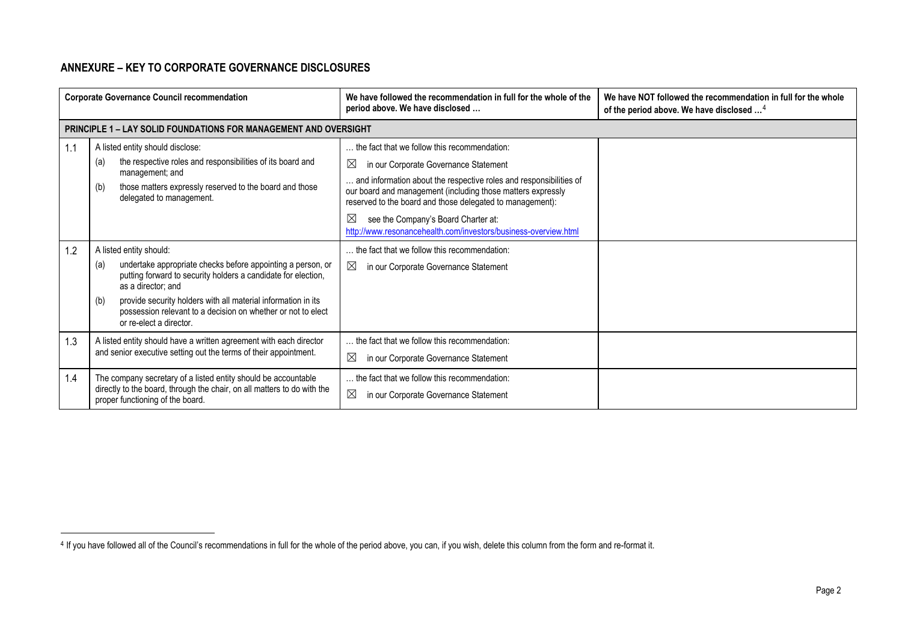## ANNEXURE – KEY TO CORPORATE GOVERNANCE DISCLOSURES

| | Corporate Governance Council recommendation | We have followed the recommendation in full for the whole of the period above. We have disclosed … | We have NOT followed the recommendation in full for the whole of the period above. We have disclosed …[4] |
|---|---|---|---|
| **PRINCIPLE 1 – LAY SOLID FOUNDATIONS FOR MANAGEMENT AND OVERSIGHT** | | | |
| 1.1 | A listed entity should disclose:<br>(a) the respective roles and responsibilities of its board and management; and<br>(b) those matters expressly reserved to the board and those delegated to management. | … the fact that we follow this recommendation:<br>☒ in our Corporate Governance Statement<br>… and information about the respective roles and responsibilities of our board and management (including those matters expressly reserved to the board and those delegated to management):<br>☒ see the Company's Board Charter at: http://www.resonancehealth.com/investors/business-overview.html | |
| 1.2 | A listed entity should:<br>(a) undertake appropriate checks before appointing a person, or putting forward to security holders a candidate for election, as a director; and<br>(b) provide security holders with all material information in its possession relevant to a decision on whether or not to elect or re-elect a director. | … the fact that we follow this recommendation:<br>☒ in our Corporate Governance Statement | |
| 1.3 | A listed entity should have a written agreement with each director and senior executive setting out the terms of their appointment. | … the fact that we follow this recommendation:<br>☒ in our Corporate Governance Statement | |
| 1.4 | The company secretary of a listed entity should be accountable directly to the board, through the chair, on all matters to do with the proper functioning of the board. | … the fact that we follow this recommendation:<br>☒ in our Corporate Governance Statement | |

[4] If you have followed all of the Council's recommendations in full for the whole of the period above, you can, if you wish, delete this column from the form and re-format it.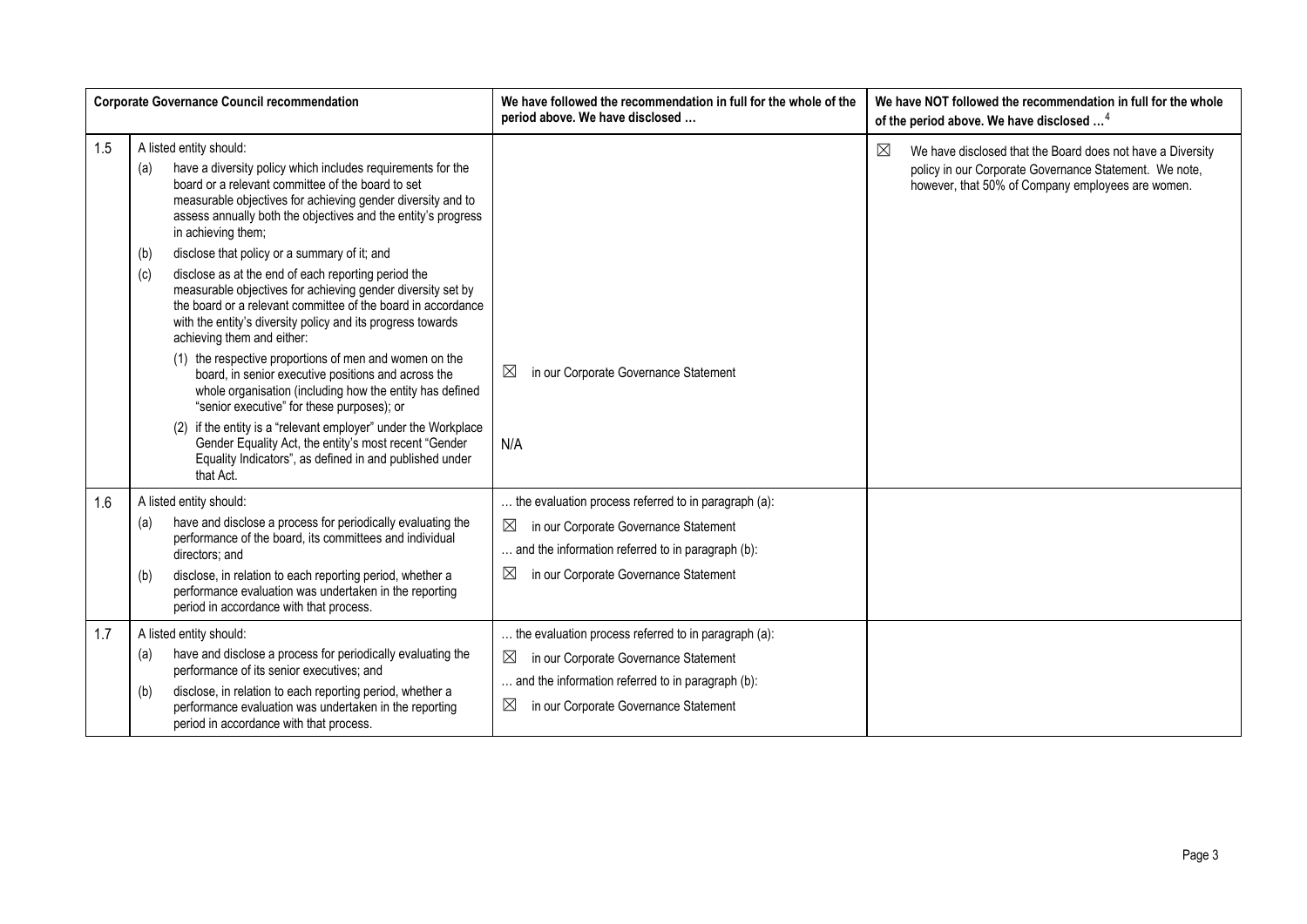| | Corporate Governance Council recommendation | We have followed the recommendation in full for the whole of the period above. We have disclosed … | We have NOT followed the recommendation in full for the whole of the period above. We have disclosed …[4] |
|---|---|---|---|
| 1.5 | A listed entity should:<br>(a) have a diversity policy which includes requirements for the board or a relevant committee of the board to set measurable objectives for achieving gender diversity and to assess annually both the objectives and the entity's progress in achieving them;<br>(b) disclose that policy or a summary of it; and<br>(c) disclose as at the end of each reporting period the measurable objectives for achieving gender diversity set by the board or a relevant committee of the board in accordance with the entity's diversity policy and its progress towards achieving them and either:<br>(1) the respective proportions of men and women on the board, in senior executive positions and across the whole organisation (including how the entity has defined "senior executive" for these purposes); or<br>(2) if the entity is a "relevant employer" under the Workplace Gender Equality Act, the entity's most recent "Gender Equality Indicators", as defined in and published under that Act. | ☒ in our Corporate Governance Statement<br><br>N/A | ☒ We have disclosed that the Board does not have a Diversity policy in our Corporate Governance Statement. We note, however, that 50% of Company employees are women. |
| 1.6 | A listed entity should:<br>(a) have and disclose a process for periodically evaluating the performance of the board, its committees and individual directors; and<br>(b) disclose, in relation to each reporting period, whether a performance evaluation was undertaken in the reporting period in accordance with that process. | … the evaluation process referred to in paragraph (a):<br>☒ in our Corporate Governance Statement<br>… and the information referred to in paragraph (b):<br>☒ in our Corporate Governance Statement | |
| 1.7 | A listed entity should:<br>(a) have and disclose a process for periodically evaluating the performance of its senior executives; and<br>(b) disclose, in relation to each reporting period, whether a performance evaluation was undertaken in the reporting period in accordance with that process. | … the evaluation process referred to in paragraph (a):<br>☒ in our Corporate Governance Statement<br>… and the information referred to in paragraph (b):<br>☒ in our Corporate Governance Statement | |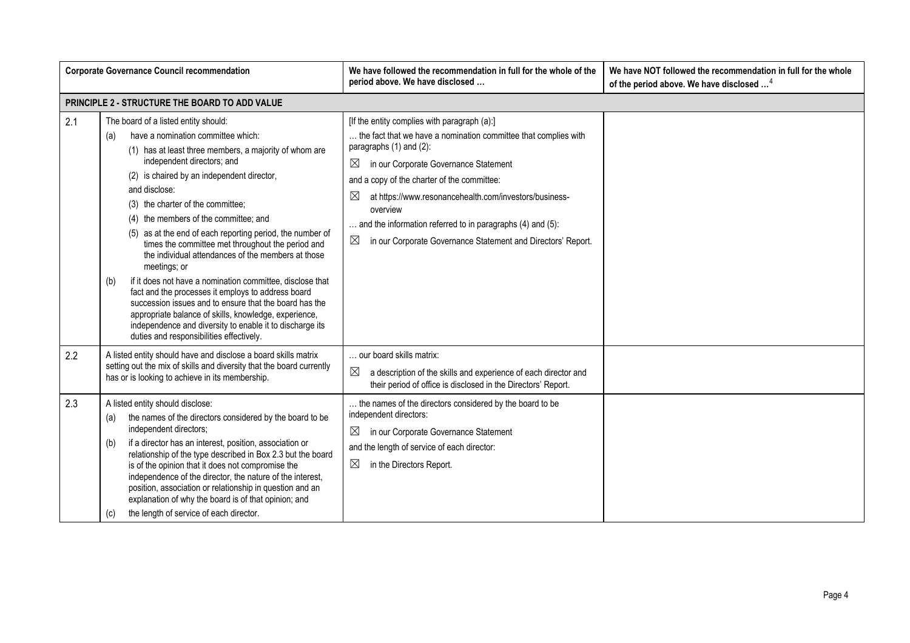| Corporate Governance Council recommendation | | We have followed the recommendation in full for the whole of the period above. We have disclosed … | We have NOT followed the recommendation in full for the whole of the period above. We have disclosed …[4] |
|---|---|---|---|
| **PRINCIPLE 2 - STRUCTURE THE BOARD TO ADD VALUE** | | | |
| 2.1 | The board of a listed entity should:<br>(a) have a nomination committee which:<br>(1) has at least three members, a majority of whom are independent directors; and<br>(2) is chaired by an independent director,<br>and disclose:<br>(3) the charter of the committee;<br>(4) the members of the committee; and<br>(5) as at the end of each reporting period, the number of times the committee met throughout the period and the individual attendances of the members at those meetings; or<br>(b) if it does not have a nomination committee, disclose that fact and the processes it employs to address board succession issues and to ensure that the board has the appropriate balance of skills, knowledge, experience, independence and diversity to enable it to discharge its duties and responsibilities effectively. | [If the entity complies with paragraph (a):]<br>… the fact that we have a nomination committee that complies with paragraphs (1) and (2):<br>☒ in our Corporate Governance Statement<br>and a copy of the charter of the committee:<br>☒ at https://www.resonancehealth.com/investors/business-overview<br>… and the information referred to in paragraphs (4) and (5):<br>☒ in our Corporate Governance Statement and Directors' Report. | |
| 2.2 | A listed entity should have and disclose a board skills matrix setting out the mix of skills and diversity that the board currently has or is looking to achieve in its membership. | … our board skills matrix:<br>☒ a description of the skills and experience of each director and their period of office is disclosed in the Directors' Report. | |
| 2.3 | A listed entity should disclose:<br>(a) the names of the directors considered by the board to be independent directors;<br>(b) if a director has an interest, position, association or relationship of the type described in Box 2.3 but the board is of the opinion that it does not compromise the independence of the director, the nature of the interest, position, association or relationship in question and an explanation of why the board is of that opinion; and<br>(c) the length of service of each director. | … the names of the directors considered by the board to be independent directors:<br>☒ in our Corporate Governance Statement<br>and the length of service of each director:<br>☒ in the Directors Report. | |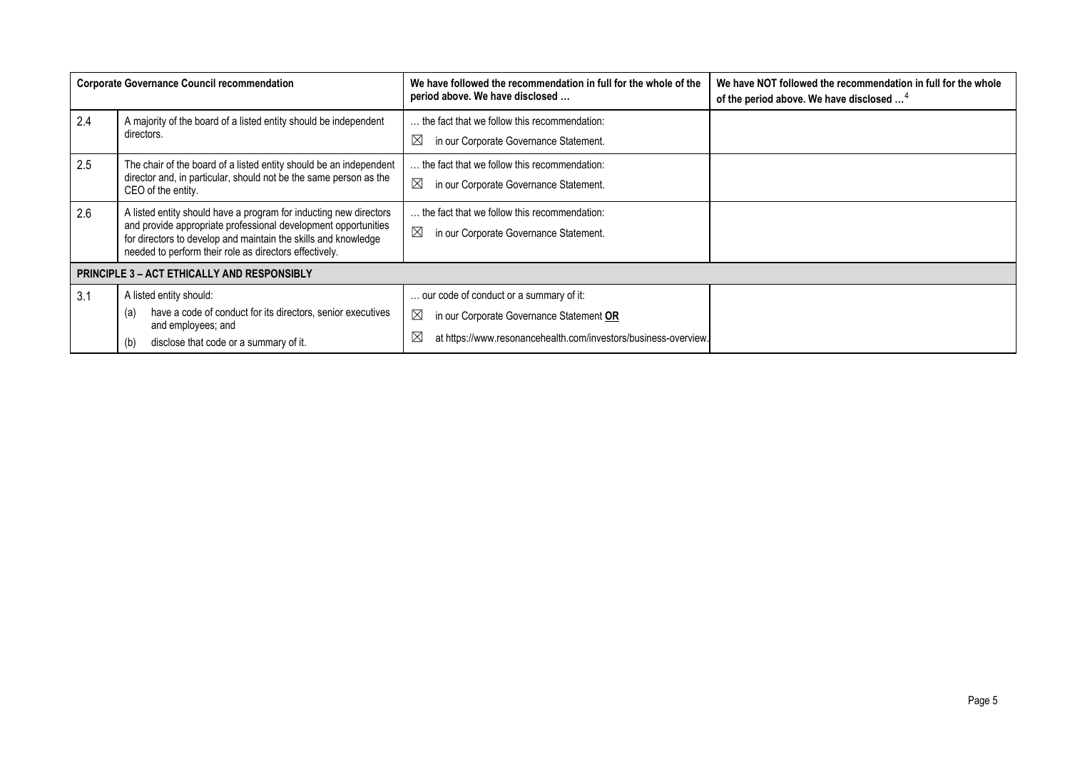| Corporate Governance Council recommendation | | We have followed the recommendation in full for the whole of the period above. We have disclosed … | We have NOT followed the recommendation in full for the whole of the period above. We have disclosed …[4] |
|---|---|---|---|
| 2.4 | A majority of the board of a listed entity should be independent directors. | … the fact that we follow this recommendation:<br>☒ in our Corporate Governance Statement. | |
| 2.5 | The chair of the board of a listed entity should be an independent director and, in particular, should not be the same person as the CEO of the entity. | … the fact that we follow this recommendation:<br>☒ in our Corporate Governance Statement. | |
| 2.6 | A listed entity should have a program for inducting new directors and provide appropriate professional development opportunities for directors to develop and maintain the skills and knowledge needed to perform their role as directors effectively. | … the fact that we follow this recommendation:<br>☒ in our Corporate Governance Statement. | |
| **PRINCIPLE 3 – ACT ETHICALLY AND RESPONSIBLY** | | | |
| 3.1 | A listed entity should:<br>(a) have a code of conduct for its directors, senior executives and employees; and<br>(b) disclose that code or a summary of it. | … our code of conduct or a summary of it:<br>☒ in our Corporate Governance Statement **OR**<br>☒ at https://www.resonancehealth.com/investors/business-overview. | |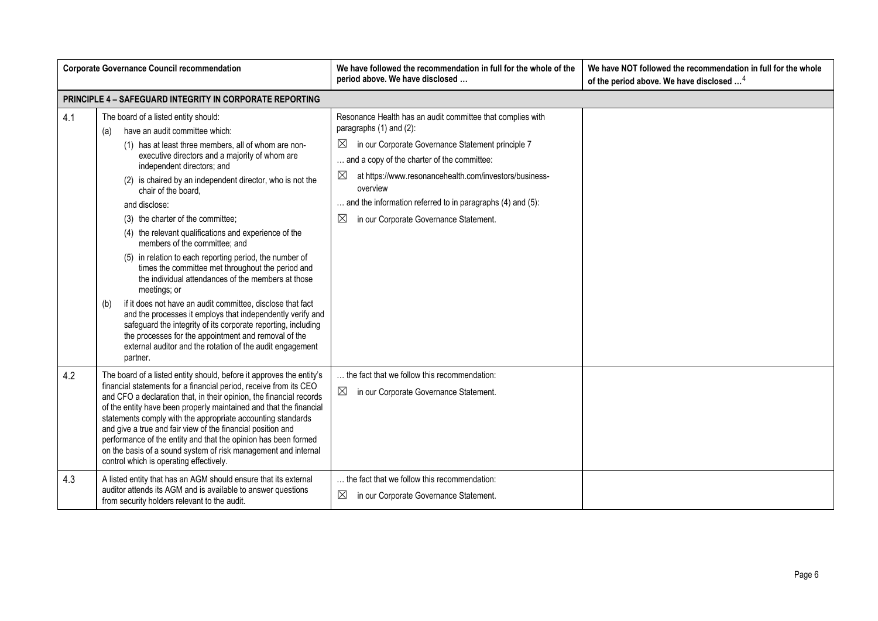| | Corporate Governance Council recommendation | We have followed the recommendation in full for the whole of the period above. We have disclosed … | We have NOT followed the recommendation in full for the whole of the period above. We have disclosed …[4] |
|---|---|---|---|
| **PRINCIPLE 4 – SAFEGUARD INTEGRITY IN CORPORATE REPORTING** | | | |
| 4.1 | The board of a listed entity should:<br>(a) have an audit committee which:<br>(1) has at least three members, all of whom are non-executive directors and a majority of whom are independent directors; and<br>(2) is chaired by an independent director, who is not the chair of the board,<br>and disclose:<br>(3) the charter of the committee;<br>(4) the relevant qualifications and experience of the members of the committee; and<br>(5) in relation to each reporting period, the number of times the committee met throughout the period and the individual attendances of the members at those meetings; or<br>(b) if it does not have an audit committee, disclose that fact and the processes it employs that independently verify and safeguard the integrity of its corporate reporting, including the processes for the appointment and removal of the external auditor and the rotation of the audit engagement partner. | Resonance Health has an audit committee that complies with paragraphs (1) and (2):<br>☒ in our Corporate Governance Statement principle 7<br>… and a copy of the charter of the committee:<br>☒ at https://www.resonancehealth.com/investors/business-overview<br>… and the information referred to in paragraphs (4) and (5):<br>☒ in our Corporate Governance Statement. | |
| 4.2 | The board of a listed entity should, before it approves the entity's financial statements for a financial period, receive from its CEO and CFO a declaration that, in their opinion, the financial records of the entity have been properly maintained and that the financial statements comply with the appropriate accounting standards and give a true and fair view of the financial position and performance of the entity and that the opinion has been formed on the basis of a sound system of risk management and internal control which is operating effectively. | … the fact that we follow this recommendation:<br>☒ in our Corporate Governance Statement. | |
| 4.3 | A listed entity that has an AGM should ensure that its external auditor attends its AGM and is available to answer questions from security holders relevant to the audit. | … the fact that we follow this recommendation:<br>☒ in our Corporate Governance Statement. | |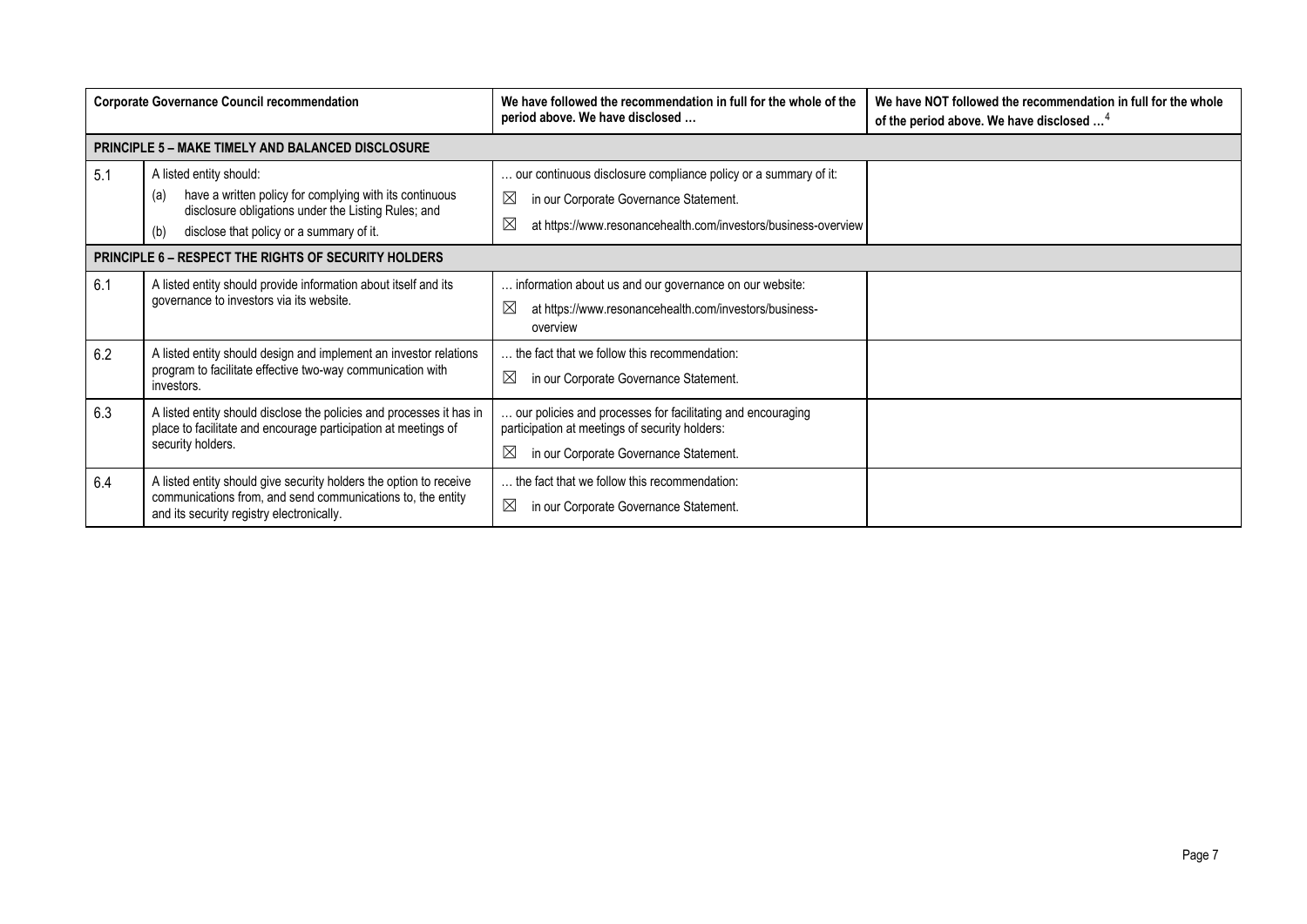| Corporate Governance Council recommendation | | We have followed the recommendation in full for the whole of the period above. We have disclosed … | We have NOT followed the recommendation in full for the whole of the period above. We have disclosed …[4] |
|---|---|---|---|
| **PRINCIPLE 5 – MAKE TIMELY AND BALANCED DISCLOSURE** | | | |
| 5.1 | A listed entity should:<br>(a) have a written policy for complying with its continuous disclosure obligations under the Listing Rules; and<br>(b) disclose that policy or a summary of it. | … our continuous disclosure compliance policy or a summary of it:<br>☒ in our Corporate Governance Statement.<br>☒ at https://www.resonancehealth.com/investors/business-overview | |
| **PRINCIPLE 6 – RESPECT THE RIGHTS OF SECURITY HOLDERS** | | | |
| 6.1 | A listed entity should provide information about itself and its governance to investors via its website. | … information about us and our governance on our website:<br>☒ at https://www.resonancehealth.com/investors/business-overview | |
| 6.2 | A listed entity should design and implement an investor relations program to facilitate effective two-way communication with investors. | … the fact that we follow this recommendation:<br>☒ in our Corporate Governance Statement. | |
| 6.3 | A listed entity should disclose the policies and processes it has in place to facilitate and encourage participation at meetings of security holders. | … our policies and processes for facilitating and encouraging participation at meetings of security holders:<br>☒ in our Corporate Governance Statement. | |
| 6.4 | A listed entity should give security holders the option to receive communications from, and send communications to, the entity and its security registry electronically. | … the fact that we follow this recommendation:<br>☒ in our Corporate Governance Statement. | |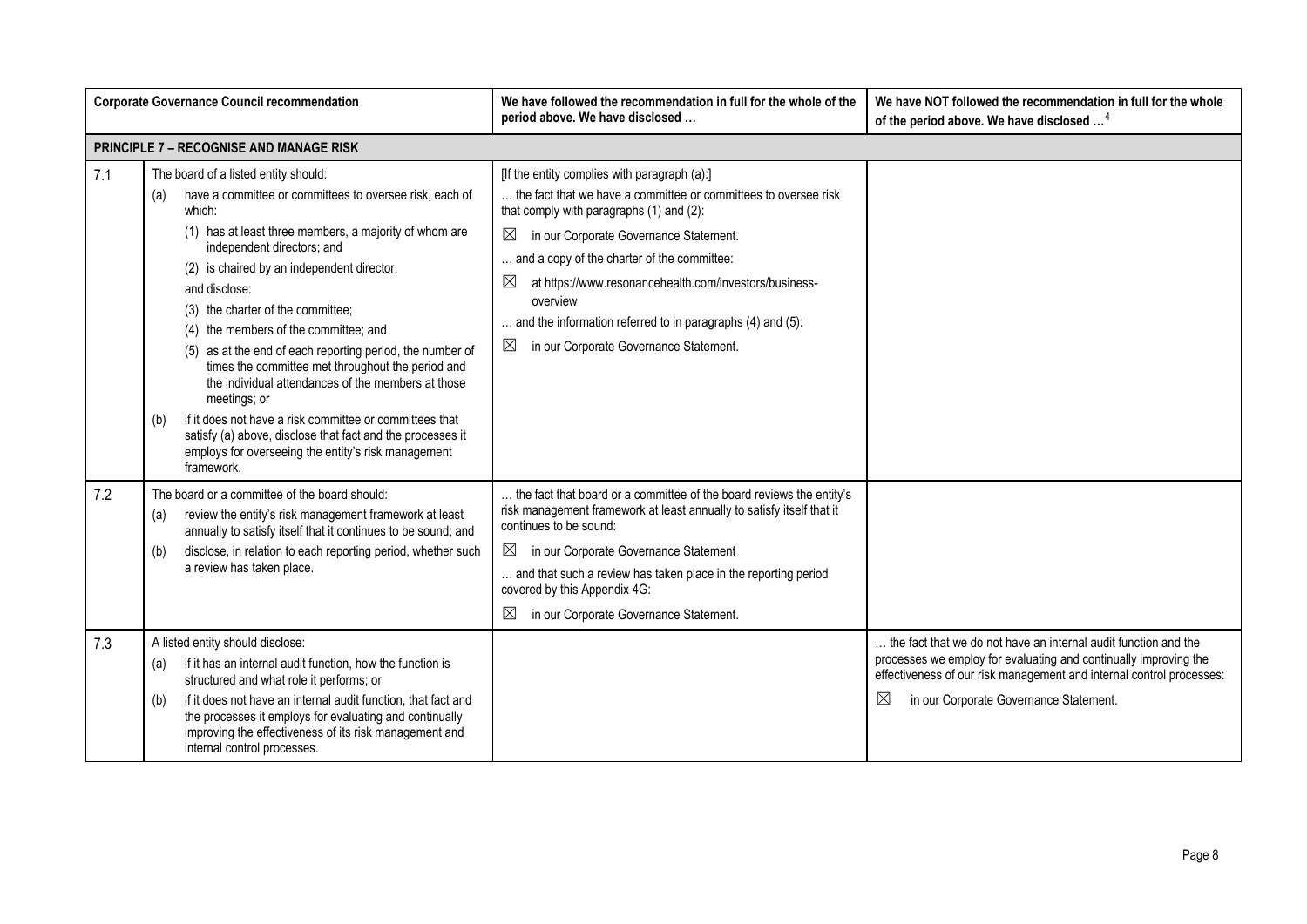| | Corporate Governance Council recommendation | We have followed the recommendation in full for the whole of the period above. We have disclosed … | We have NOT followed the recommendation in full for the whole of the period above. We have disclosed …[4] |
|---|---|---|---|
| **PRINCIPLE 7 – RECOGNISE AND MANAGE RISK** | | | |
| 7.1 | The board of a listed entity should:<br>(a) have a committee or committees to oversee risk, each of which:<br>(1) has at least three members, a majority of whom are independent directors; and<br>(2) is chaired by an independent director,<br>and disclose:<br>(3) the charter of the committee;<br>(4) the members of the committee; and<br>(5) as at the end of each reporting period, the number of times the committee met throughout the period and the individual attendances of the members at those meetings; or<br>(b) if it does not have a risk committee or committees that satisfy (a) above, disclose that fact and the processes it employs for overseeing the entity's risk management framework. | [If the entity complies with paragraph (a):]<br>… the fact that we have a committee or committees to oversee risk that comply with paragraphs (1) and (2):<br>☒ in our Corporate Governance Statement.<br>… and a copy of the charter of the committee:<br>☒ at https://www.resonancehealth.com/investors/business-overview<br>… and the information referred to in paragraphs (4) and (5):<br>☒ in our Corporate Governance Statement. | |
| 7.2 | The board or a committee of the board should:<br>(a) review the entity's risk management framework at least annually to satisfy itself that it continues to be sound; and<br>(b) disclose, in relation to each reporting period, whether such a review has taken place. | … the fact that board or a committee of the board reviews the entity's risk management framework at least annually to satisfy itself that it continues to be sound:<br>☒ in our Corporate Governance Statement<br>… and that such a review has taken place in the reporting period covered by this Appendix 4G:<br>☒ in our Corporate Governance Statement. | |
| 7.3 | A listed entity should disclose:<br>(a) if it has an internal audit function, how the function is structured and what role it performs; or<br>(b) if it does not have an internal audit function, that fact and the processes it employs for evaluating and continually improving the effectiveness of its risk management and internal control processes. | | … the fact that we do not have an internal audit function and the processes we employ for evaluating and continually improving the effectiveness of our risk management and internal control processes:<br>☒ in our Corporate Governance Statement. |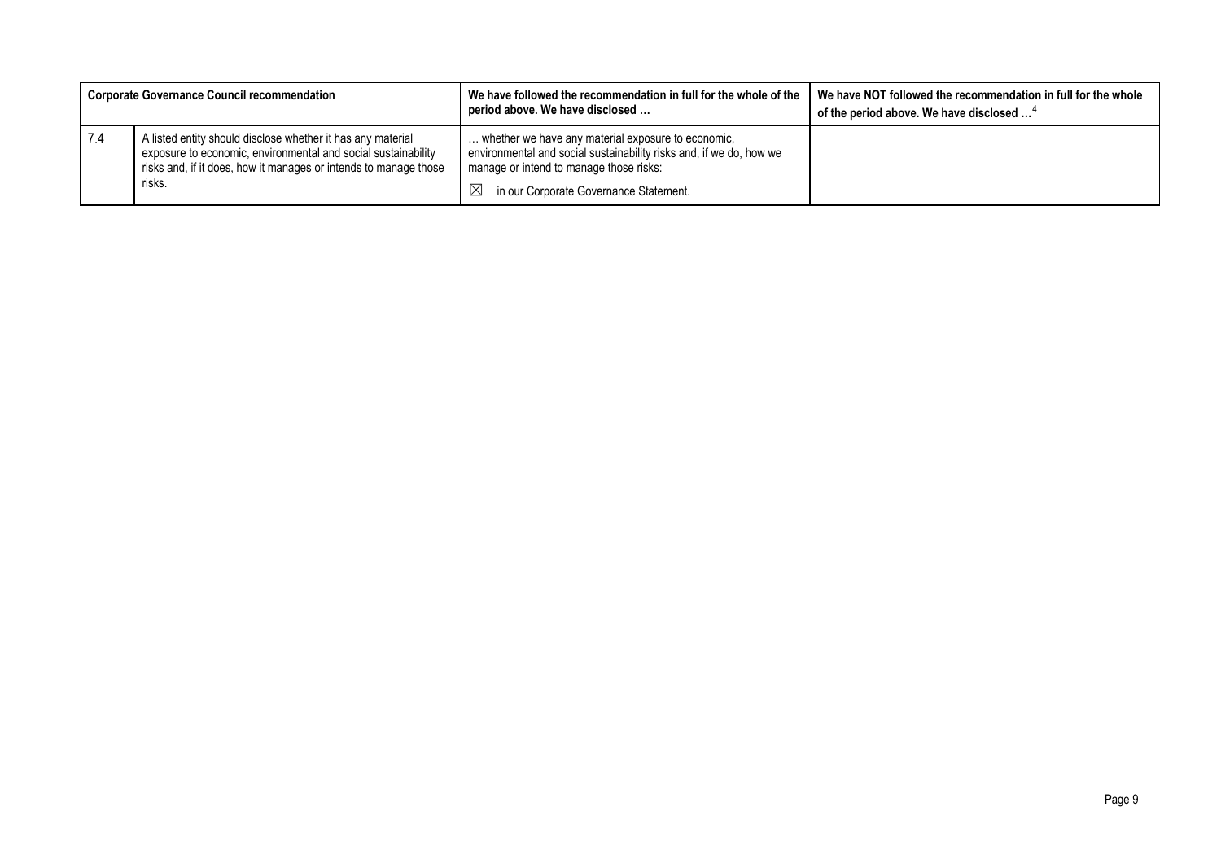| Corporate Governance Council recommendation | | We have followed the recommendation in full for the whole of the period above. We have disclosed … | We have NOT followed the recommendation in full for the whole of the period above. We have disclosed …[4] |
|---|---|---|---|
| 7.4 | A listed entity should disclose whether it has any material exposure to economic, environmental and social sustainability risks and, if it does, how it manages or intends to manage those risks. | … whether we have any material exposure to economic, environmental and social sustainability risks and, if we do, how we manage or intend to manage those risks: ☒ in our Corporate Governance Statement. | |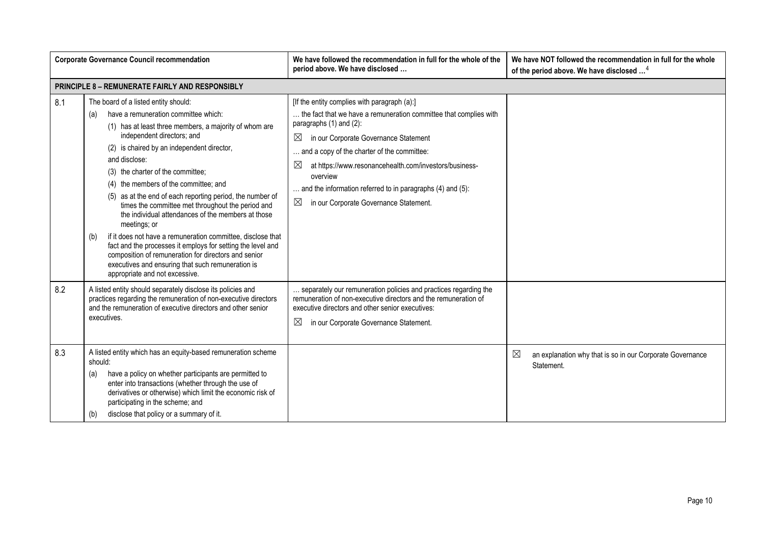| | Corporate Governance Council recommendation | We have followed the recommendation in full for the whole of the period above. We have disclosed … | We have NOT followed the recommendation in full for the whole of the period above. We have disclosed …[4] |
|---|---|---|---|
| **PRINCIPLE 8 – REMUNERATE FAIRLY AND RESPONSIBLY** | | | |
| 8.1 | The board of a listed entity should:<br>(a) have a remuneration committee which:<br>(1) has at least three members, a majority of whom are independent directors; and<br>(2) is chaired by an independent director,<br>and disclose:<br>(3) the charter of the committee;<br>(4) the members of the committee; and<br>(5) as at the end of each reporting period, the number of times the committee met throughout the period and the individual attendances of the members at those meetings; or<br>(b) if it does not have a remuneration committee, disclose that fact and the processes it employs for setting the level and composition of remuneration for directors and senior executives and ensuring that such remuneration is appropriate and not excessive. | [If the entity complies with paragraph (a):]<br>… the fact that we have a remuneration committee that complies with paragraphs (1) and (2):<br>☒ in our Corporate Governance Statement<br>… and a copy of the charter of the committee:<br>☒ at https://www.resonancehealth.com/investors/business-overview<br>… and the information referred to in paragraphs (4) and (5):<br>☒ in our Corporate Governance Statement. | |
| 8.2 | A listed entity should separately disclose its policies and practices regarding the remuneration of non-executive directors and the remuneration of executive directors and other senior executives. | … separately our remuneration policies and practices regarding the remuneration of non-executive directors and the remuneration of executive directors and other senior executives:<br>☒ in our Corporate Governance Statement. | |
| 8.3 | A listed entity which has an equity-based remuneration scheme should:<br>(a) have a policy on whether participants are permitted to enter into transactions (whether through the use of derivatives or otherwise) which limit the economic risk of participating in the scheme; and<br>(b) disclose that policy or a summary of it. | | ☒ an explanation why that is so in our Corporate Governance Statement. |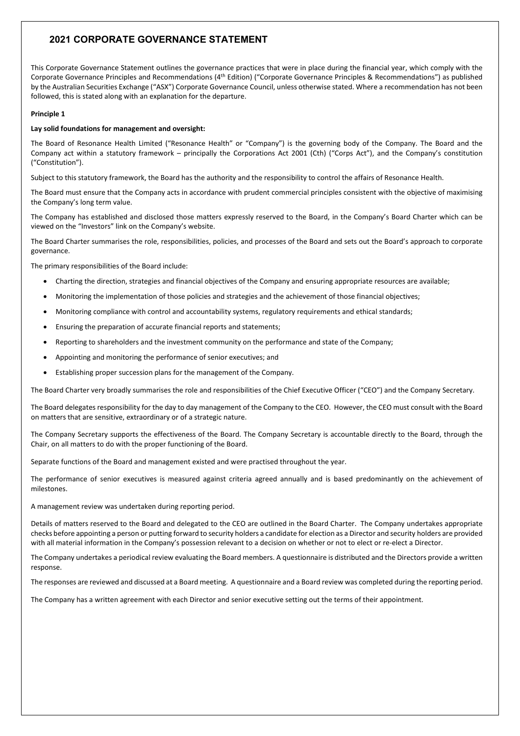# 2021 CORPORATE GOVERNANCE STATEMENT

This Corporate Governance Statement outlines the governance practices that were in place during the financial year, which comply with the Corporate Governance Principles and Recommendations (4th Edition) ("Corporate Governance Principles & Recommendations") as published by the Australian Securities Exchange ("ASX") Corporate Governance Council, unless otherwise stated. Where a recommendation has not been followed, this is stated along with an explanation for the departure.

**Principle 1**

**Lay solid foundations for management and oversight:**

The Board of Resonance Health Limited ("Resonance Health" or "Company") is the governing body of the Company. The Board and the Company act within a statutory framework – principally the Corporations Act 2001 (Cth) ("Corps Act"), and the Company's constitution ("Constitution").

Subject to this statutory framework, the Board has the authority and the responsibility to control the affairs of Resonance Health.

The Board must ensure that the Company acts in accordance with prudent commercial principles consistent with the objective of maximising the Company's long term value.

The Company has established and disclosed those matters expressly reserved to the Board, in the Company's Board Charter which can be viewed on the "Investors" link on the Company's website.

The Board Charter summarises the role, responsibilities, policies, and processes of the Board and sets out the Board's approach to corporate governance.

The primary responsibilities of the Board include:

- Charting the direction, strategies and financial objectives of the Company and ensuring appropriate resources are available;
- Monitoring the implementation of those policies and strategies and the achievement of those financial objectives;
- Monitoring compliance with control and accountability systems, regulatory requirements and ethical standards;
- Ensuring the preparation of accurate financial reports and statements;
- Reporting to shareholders and the investment community on the performance and state of the Company;
- Appointing and monitoring the performance of senior executives; and
- Establishing proper succession plans for the management of the Company.

The Board Charter very broadly summarises the role and responsibilities of the Chief Executive Officer ("CEO") and the Company Secretary.

The Board delegates responsibility for the day to day management of the Company to the CEO. However, the CEO must consult with the Board on matters that are sensitive, extraordinary or of a strategic nature.

The Company Secretary supports the effectiveness of the Board. The Company Secretary is accountable directly to the Board, through the Chair, on all matters to do with the proper functioning of the Board.

Separate functions of the Board and management existed and were practised throughout the year.

The performance of senior executives is measured against criteria agreed annually and is based predominantly on the achievement of milestones.

A management review was undertaken during reporting period.

Details of matters reserved to the Board and delegated to the CEO are outlined in the Board Charter. The Company undertakes appropriate checks before appointing a person or putting forward to security holders a candidate for election as a Director and security holders are provided with all material information in the Company's possession relevant to a decision on whether or not to elect or re-elect a Director.

The Company undertakes a periodical review evaluating the Board members. A questionnaire is distributed and the Directors provide a written response.

The responses are reviewed and discussed at a Board meeting. A questionnaire and a Board review was completed during the reporting period.

The Company has a written agreement with each Director and senior executive setting out the terms of their appointment.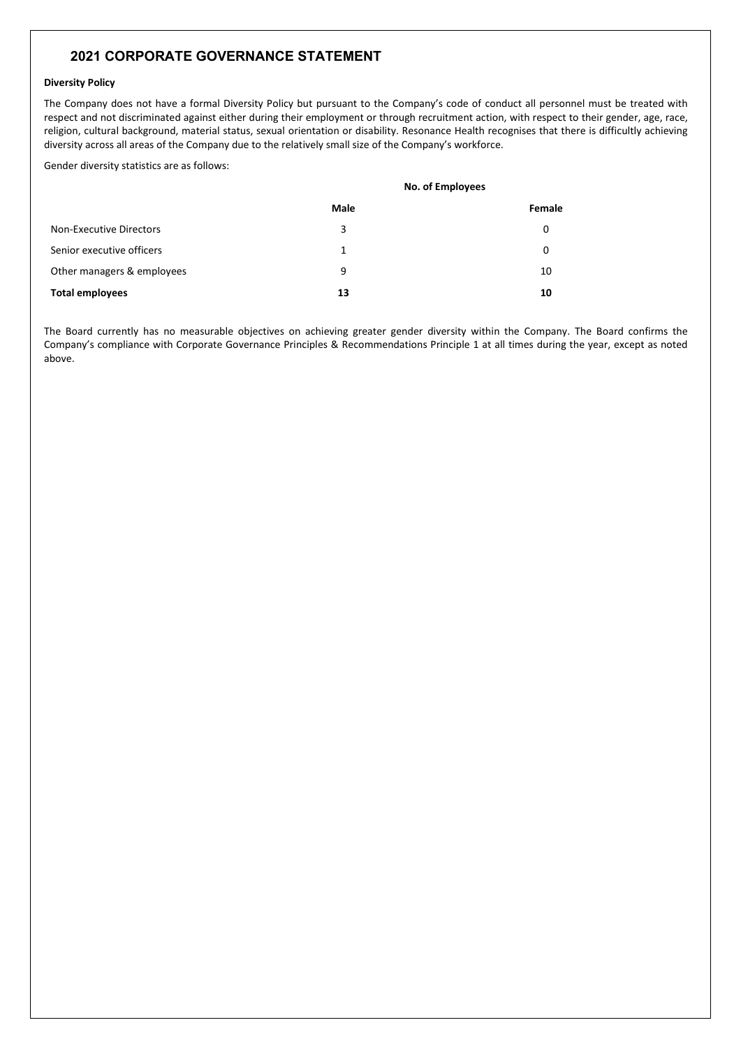## 2021 CORPORATE GOVERNANCE STATEMENT

**Diversity Policy**

The Company does not have a formal Diversity Policy but pursuant to the Company's code of conduct all personnel must be treated with respect and not discriminated against either during their employment or through recruitment action, with respect to their gender, age, race, religion, cultural background, material status, sexual orientation or disability. Resonance Health recognises that there is difficultly achieving diversity across all areas of the Company due to the relatively small size of the Company's workforce.

Gender diversity statistics are as follows:

| | **No. of Employees** | |
|---|---|---|
| | **Male** | **Female** |
| Non-Executive Directors | 3 | 0 |
| Senior executive officers | 1 | 0 |
| Other managers & employees | 9 | 10 |
| **Total employees** | **13** | **10** |

The Board currently has no measurable objectives on achieving greater gender diversity within the Company. The Board confirms the Company's compliance with Corporate Governance Principles & Recommendations Principle 1 at all times during the year, except as noted above.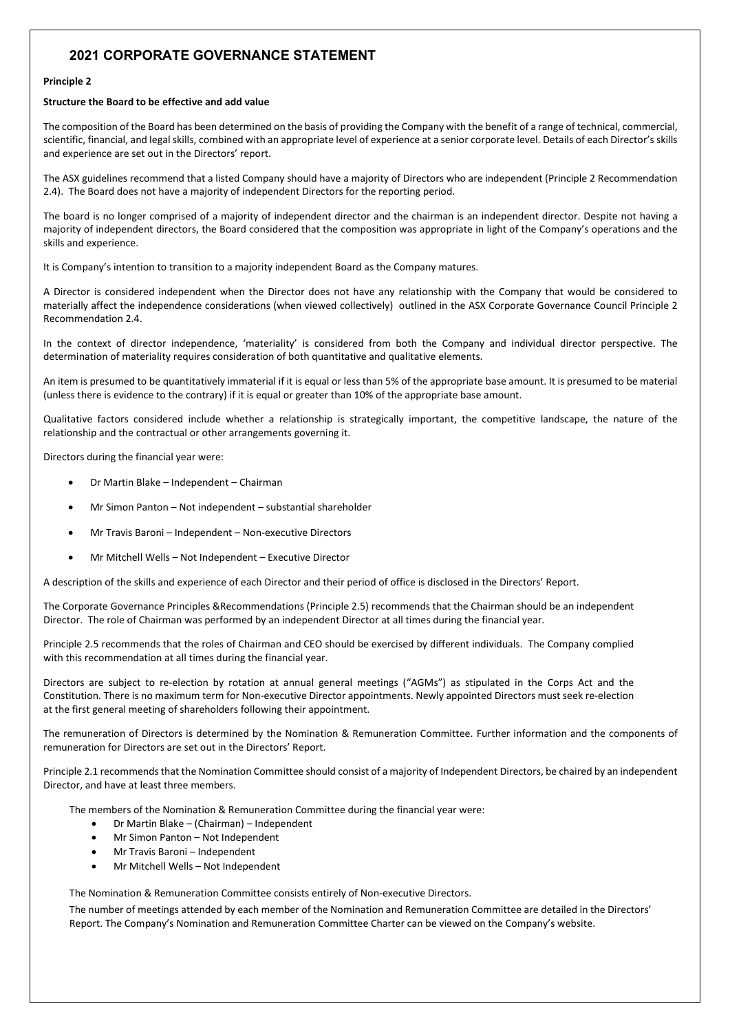## 2021 CORPORATE GOVERNANCE STATEMENT

**Principle 2**

**Structure the Board to be effective and add value**

The composition of the Board has been determined on the basis of providing the Company with the benefit of a range of technical, commercial, scientific, financial, and legal skills, combined with an appropriate level of experience at a senior corporate level. Details of each Director's skills and experience are set out in the Directors' report.

The ASX guidelines recommend that a listed Company should have a majority of Directors who are independent (Principle 2 Recommendation 2.4). The Board does not have a majority of independent Directors for the reporting period.

The board is no longer comprised of a majority of independent director and the chairman is an independent director. Despite not having a majority of independent directors, the Board considered that the composition was appropriate in light of the Company's operations and the skills and experience.

It is Company's intention to transition to a majority independent Board as the Company matures.

A Director is considered independent when the Director does not have any relationship with the Company that would be considered to materially affect the independence considerations (when viewed collectively) outlined in the ASX Corporate Governance Council Principle 2 Recommendation 2.4.

In the context of director independence, 'materiality' is considered from both the Company and individual director perspective. The determination of materiality requires consideration of both quantitative and qualitative elements.

An item is presumed to be quantitatively immaterial if it is equal or less than 5% of the appropriate base amount. It is presumed to be material (unless there is evidence to the contrary) if it is equal or greater than 10% of the appropriate base amount.

Qualitative factors considered include whether a relationship is strategically important, the competitive landscape, the nature of the relationship and the contractual or other arrangements governing it.

Directors during the financial year were:

- Dr Martin Blake – Independent – Chairman
- Mr Simon Panton – Not independent – substantial shareholder
- Mr Travis Baroni – Independent – Non-executive Directors
- Mr Mitchell Wells – Not Independent – Executive Director

A description of the skills and experience of each Director and their period of office is disclosed in the Directors' Report.

The Corporate Governance Principles &Recommendations (Principle 2.5) recommends that the Chairman should be an independent Director. The role of Chairman was performed by an independent Director at all times during the financial year.

Principle 2.5 recommends that the roles of Chairman and CEO should be exercised by different individuals. The Company complied with this recommendation at all times during the financial year.

Directors are subject to re-election by rotation at annual general meetings ("AGMs") as stipulated in the Corps Act and the Constitution. There is no maximum term for Non-executive Director appointments. Newly appointed Directors must seek re-election at the first general meeting of shareholders following their appointment.

The remuneration of Directors is determined by the Nomination & Remuneration Committee. Further information and the components of remuneration for Directors are set out in the Directors' Report.

Principle 2.1 recommends that the Nomination Committee should consist of a majority of Independent Directors, be chaired by an independent Director, and have at least three members.

The members of the Nomination & Remuneration Committee during the financial year were:

- Dr Martin Blake – (Chairman) – Independent
- Mr Simon Panton – Not Independent
- Mr Travis Baroni – Independent
- Mr Mitchell Wells – Not Independent

The Nomination & Remuneration Committee consists entirely of Non-executive Directors.

The number of meetings attended by each member of the Nomination and Remuneration Committee are detailed in the Directors' Report. The Company's Nomination and Remuneration Committee Charter can be viewed on the Company's website.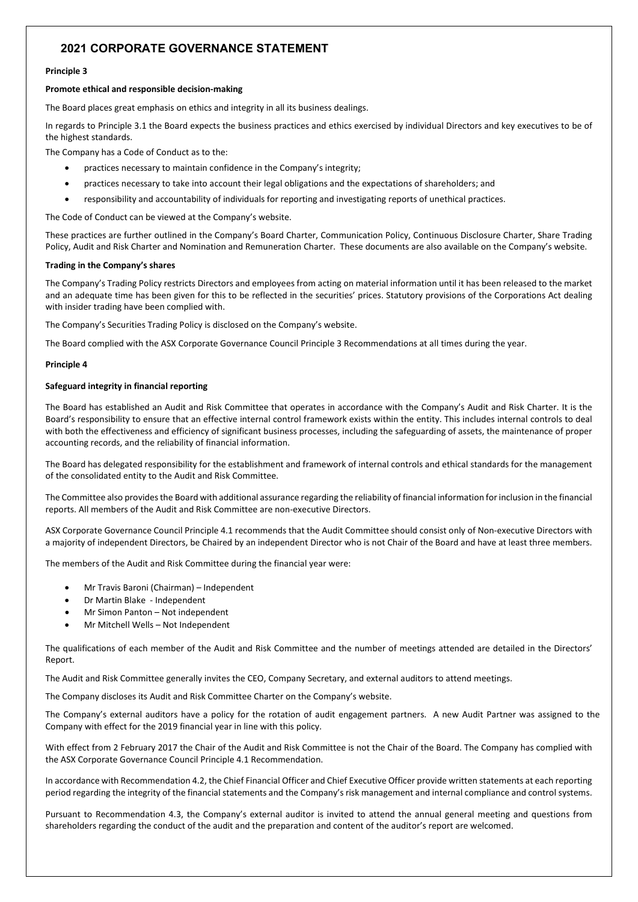# 2021 CORPORATE GOVERNANCE STATEMENT

**Principle 3**

**Promote ethical and responsible decision-making**

The Board places great emphasis on ethics and integrity in all its business dealings.

In regards to Principle 3.1 the Board expects the business practices and ethics exercised by individual Directors and key executives to be of the highest standards.

The Company has a Code of Conduct as to the:

- practices necessary to maintain confidence in the Company's integrity;
- practices necessary to take into account their legal obligations and the expectations of shareholders; and
- responsibility and accountability of individuals for reporting and investigating reports of unethical practices.

The Code of Conduct can be viewed at the Company's website.

These practices are further outlined in the Company's Board Charter, Communication Policy, Continuous Disclosure Charter, Share Trading Policy, Audit and Risk Charter and Nomination and Remuneration Charter. These documents are also available on the Company's website.

**Trading in the Company's shares**

The Company's Trading Policy restricts Directors and employees from acting on material information until it has been released to the market and an adequate time has been given for this to be reflected in the securities' prices. Statutory provisions of the Corporations Act dealing with insider trading have been complied with.

The Company's Securities Trading Policy is disclosed on the Company's website.

The Board complied with the ASX Corporate Governance Council Principle 3 Recommendations at all times during the year.

**Principle 4**

**Safeguard integrity in financial reporting**

The Board has established an Audit and Risk Committee that operates in accordance with the Company's Audit and Risk Charter. It is the Board's responsibility to ensure that an effective internal control framework exists within the entity. This includes internal controls to deal with both the effectiveness and efficiency of significant business processes, including the safeguarding of assets, the maintenance of proper accounting records, and the reliability of financial information.

The Board has delegated responsibility for the establishment and framework of internal controls and ethical standards for the management of the consolidated entity to the Audit and Risk Committee.

The Committee also provides the Board with additional assurance regarding the reliability of financial information for inclusion in the financial reports. All members of the Audit and Risk Committee are non-executive Directors.

ASX Corporate Governance Council Principle 4.1 recommends that the Audit Committee should consist only of Non-executive Directors with a majority of independent Directors, be Chaired by an independent Director who is not Chair of the Board and have at least three members.

The members of the Audit and Risk Committee during the financial year were:

- Mr Travis Baroni (Chairman) – Independent
- Dr Martin Blake - Independent
- Mr Simon Panton – Not independent
- Mr Mitchell Wells – Not Independent

The qualifications of each member of the Audit and Risk Committee and the number of meetings attended are detailed in the Directors' Report.

The Audit and Risk Committee generally invites the CEO, Company Secretary, and external auditors to attend meetings.

The Company discloses its Audit and Risk Committee Charter on the Company's website.

The Company's external auditors have a policy for the rotation of audit engagement partners. A new Audit Partner was assigned to the Company with effect for the 2019 financial year in line with this policy.

With effect from 2 February 2017 the Chair of the Audit and Risk Committee is not the Chair of the Board. The Company has complied with the ASX Corporate Governance Council Principle 4.1 Recommendation.

In accordance with Recommendation 4.2, the Chief Financial Officer and Chief Executive Officer provide written statements at each reporting period regarding the integrity of the financial statements and the Company's risk management and internal compliance and control systems.

Pursuant to Recommendation 4.3, the Company's external auditor is invited to attend the annual general meeting and questions from shareholders regarding the conduct of the audit and the preparation and content of the auditor's report are welcomed.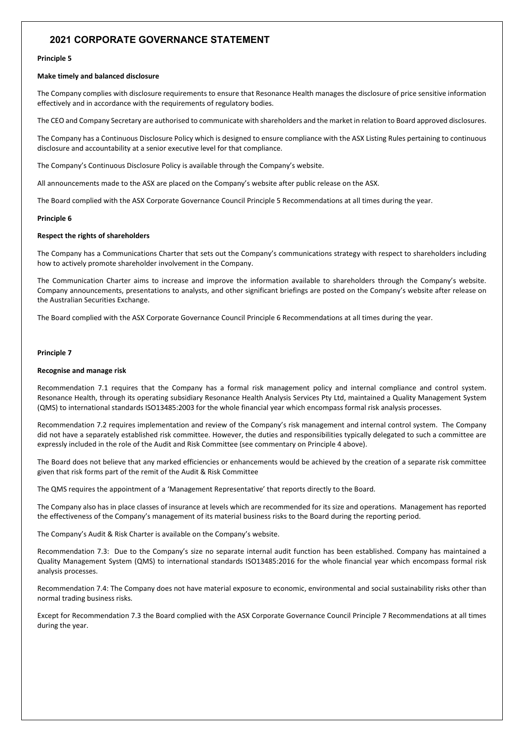## 2021 CORPORATE GOVERNANCE STATEMENT

**Principle 5**

**Make timely and balanced disclosure**

The Company complies with disclosure requirements to ensure that Resonance Health manages the disclosure of price sensitive information effectively and in accordance with the requirements of regulatory bodies.

The CEO and Company Secretary are authorised to communicate with shareholders and the market in relation to Board approved disclosures.

The Company has a Continuous Disclosure Policy which is designed to ensure compliance with the ASX Listing Rules pertaining to continuous disclosure and accountability at a senior executive level for that compliance.

The Company's Continuous Disclosure Policy is available through the Company's website.

All announcements made to the ASX are placed on the Company's website after public release on the ASX.

The Board complied with the ASX Corporate Governance Council Principle 5 Recommendations at all times during the year.

**Principle 6**

**Respect the rights of shareholders**

The Company has a Communications Charter that sets out the Company's communications strategy with respect to shareholders including how to actively promote shareholder involvement in the Company.

The Communication Charter aims to increase and improve the information available to shareholders through the Company's website. Company announcements, presentations to analysts, and other significant briefings are posted on the Company's website after release on the Australian Securities Exchange.

The Board complied with the ASX Corporate Governance Council Principle 6 Recommendations at all times during the year.

**Principle 7**

**Recognise and manage risk**

Recommendation 7.1 requires that the Company has a formal risk management policy and internal compliance and control system. Resonance Health, through its operating subsidiary Resonance Health Analysis Services Pty Ltd, maintained a Quality Management System (QMS) to international standards ISO13485:2003 for the whole financial year which encompass formal risk analysis processes.

Recommendation 7.2 requires implementation and review of the Company's risk management and internal control system. The Company did not have a separately established risk committee. However, the duties and responsibilities typically delegated to such a committee are expressly included in the role of the Audit and Risk Committee (see commentary on Principle 4 above).

The Board does not believe that any marked efficiencies or enhancements would be achieved by the creation of a separate risk committee given that risk forms part of the remit of the Audit & Risk Committee

The QMS requires the appointment of a 'Management Representative' that reports directly to the Board.

The Company also has in place classes of insurance at levels which are recommended for its size and operations. Management has reported the effectiveness of the Company's management of its material business risks to the Board during the reporting period.

The Company's Audit & Risk Charter is available on the Company's website.

Recommendation 7.3: Due to the Company's size no separate internal audit function has been established. Company has maintained a Quality Management System (QMS) to international standards ISO13485:2016 for the whole financial year which encompass formal risk analysis processes.

Recommendation 7.4: The Company does not have material exposure to economic, environmental and social sustainability risks other than normal trading business risks.

Except for Recommendation 7.3 the Board complied with the ASX Corporate Governance Council Principle 7 Recommendations at all times during the year.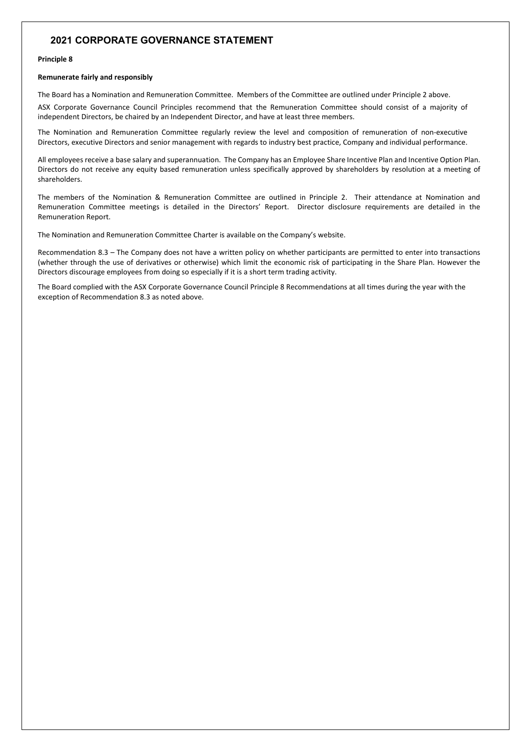## 2021 CORPORATE GOVERNANCE STATEMENT

**Principle 8**

**Remunerate fairly and responsibly**

The Board has a Nomination and Remuneration Committee. Members of the Committee are outlined under Principle 2 above.

ASX Corporate Governance Council Principles recommend that the Remuneration Committee should consist of a majority of independent Directors, be chaired by an Independent Director, and have at least three members.

The Nomination and Remuneration Committee regularly review the level and composition of remuneration of non-executive Directors, executive Directors and senior management with regards to industry best practice, Company and individual performance.

All employees receive a base salary and superannuation. The Company has an Employee Share Incentive Plan and Incentive Option Plan. Directors do not receive any equity based remuneration unless specifically approved by shareholders by resolution at a meeting of shareholders.

The members of the Nomination & Remuneration Committee are outlined in Principle 2. Their attendance at Nomination and Remuneration Committee meetings is detailed in the Directors' Report. Director disclosure requirements are detailed in the Remuneration Report.

The Nomination and Remuneration Committee Charter is available on the Company's website.

Recommendation 8.3 – The Company does not have a written policy on whether participants are permitted to enter into transactions (whether through the use of derivatives or otherwise) which limit the economic risk of participating in the Share Plan. However the Directors discourage employees from doing so especially if it is a short term trading activity.

The Board complied with the ASX Corporate Governance Council Principle 8 Recommendations at all times during the year with the exception of Recommendation 8.3 as noted above.